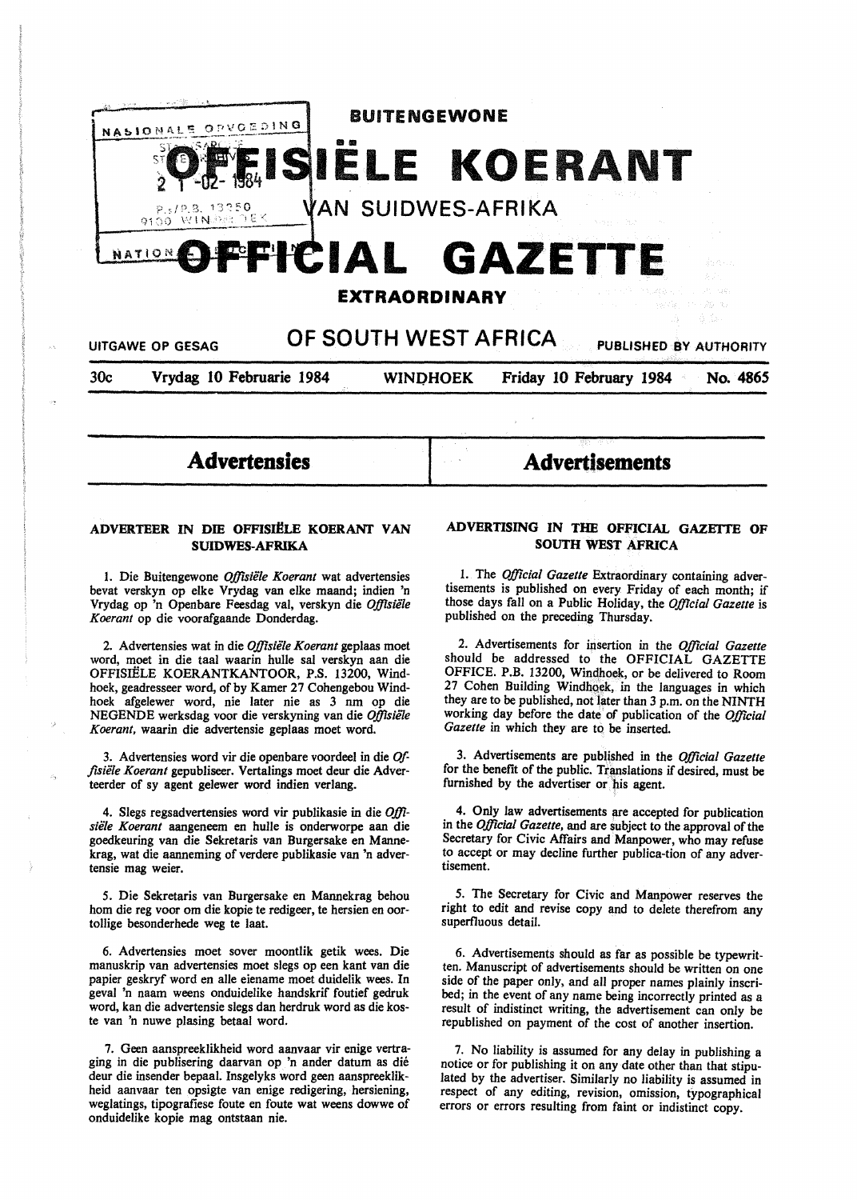# BUITENGEWONE OFFISIËLE KOERANT VAN SUIDWES-AFRIKA

# OFFICIAL GAZETTE EXTRAORDINARY OF SOUTH WEST AFRICA

UITGAWE OP GESAG — PUBLISHED BY AUTHORITY

30c — Vrydag 10 Februarie 1984 — WINDHOEK — Friday 10 February 1984 — No. 4865

## Advertensies

### ADVERTEER IN DIE OFFISIËLE KOERANT VAN SUIDWES-AFRIKA

1. Die Buitengewone *Offisiële Koerant* wat advertensies bevat verskyn op elke Vrydag van elke maand; indien 'n Vrydag op 'n Openbare Feesdag val, verskyn die *Offisiële Koerant* op die voorafgaande Donderdag.

2. Advertensies wat in die *Offisiële Koerant* geplaas moet word, moet in die taal waarin hulle sal verskyn aan die OFFISIËLE KOERANTKANTOOR, P.S. 13200, Windhoek, geadresseer word, of by Kamer 27 Cohengebou Windhoek afgelewer word, nie later nie as 3 nm op die NEGENDE werksdag voor die verskyning van die *Offisiële Koerant,* waarin die advertensie geplaas moet word.

3. Advertensies word vir die openbare voordeel in die *Offisiële Koerant* gepubliseer. Vertalings moet deur die Adverteerder of sy agent gelewer word indien verlang.

4. Slegs regsadvertensies word vir publikasie in die *Offisiële Koerant* aangeneem en hulle is onderworpe aan die goedkeuring van die Sekretaris van Burgersake en Mannekrag, wat die aanneming of verdere publikasie van 'n advertensie mag weier.

5. Die Sekretaris van Burgersake en Mannekrag behou hom die reg voor om die kopie te redigeer, te hersien en oortollige besonderhede weg te laat.

6. Advertensies moet sover moontlik getik wees. Die manuskrip van advertensies moet slegs op een kant van die papier geskryf word en alle eiename moet duidelik wees. In geval 'n naam weens onduidelike handskrif foutief gedruk word, kan die advertensie slegs dan herdruk word as die koste van 'n nuwe plasing betaal word.

7. Geen aanspreeklikheid word aanvaar vir enige vertraging in die publisering daarvan op 'n ander datum as dié deur die insender bepaal. Insgelyks word geen aanspreeklikheid aanvaar ten opsigte van enige redigering, hersiening, weglatings, tipografiese foute en foute wat weens dowwe of onduidelike kopie mag ontstaan nie.

## Advertisements

### ADVERTISING IN THE OFFICIAL GAZETTE OF SOUTH WEST AFRICA

1. The *Official Gazette* Extraordinary containing advertisements is published on every Friday of each month; if those days fall on a Public Holiday, the *Official Gazette* is published on the preceding Thursday.

2. Advertisements for insertion in the *Official Gazette* should be addressed to the OFFICIAL GAZETTE OFFICE. P.B. 13200, Windhoek, or be delivered to Room 27 Cohen Building Windhoek, in the languages in which they are to be published, not later than 3 p.m. on the NINTH working day before the date of publication of the *Official Gazette* in which they are to be inserted.

3. Advertisements are published in the *Official Gazette* for the benefit of the public. Translations if desired, must be furnished by the advertiser or his agent.

4. Only law advertisements are accepted for publication in the *Official Gazette,* and are subject to the approval of the Secretary for Civic Affairs and Manpower, who may refuse to accept or may decline further publica-tion of any advertisement.

5. The Secretary for Civic and Manpower reserves the right to edit and revise copy and to delete therefrom any superfluous detail.

6. Advertisements should as far as possible be typewritten. Manuscript of advertisements should be written on one side of the paper only, and all proper names plainly inscribed; in the event of any name being incorrectly printed as a result of indistinct writing, the advertisement can only be republished on payment of the cost of another insertion.

7. No liability is assumed for any delay in publishing a notice or for publishing it on any date other than that stipulated by the advertiser. Similarly no liability is assumed in respect of any editing, revision, omission, typographical errors or errors resulting from faint or indistinct copy.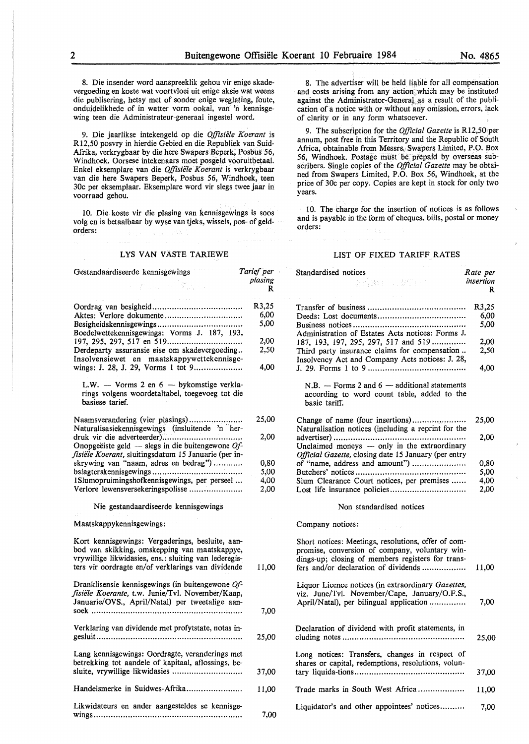8. Die insender word aanspreeklik gehou vir enige skadevergoeding en koste wat voortvloei uit enige aksie wat weens die publisering, hetsy met of sonder enige weglating, foute, onduidelikhede of in watter vorm ookal, van 'n kennisgewing teen die Administrateur-generaal ingestel word.

9. Die jaarlikse intekengeld op die *Offisiële Koerant* is R12,50 posvry in hierdie Gebied en die Republiek van Suid-Afrika, verkrygbaar by die here Swapers Beperk, Posbus 56, Windhoek. Oorsese intekenaars moet posgeld vooruitbetaal. Enkel eksemplare van die *Offisiële Koerant* is verkrygbaar van die here Swapers Beperk, Posbus 56, Windhoek, teen 30c per eksemplaar. Eksemplare word vir slegs twee jaar in voorraad gehou.

10. Die koste vir die plasing van kennisgewings is soos volg en is betaalbaar by wyse van tjeks, wissels, pos- of geldorders:

## LYS VAN VASTE TARIEWE

| Gestandaardiseerde kennisgewings | Tarief per plasing R |
|---|---|
| Oordrag van besigheid | R3,25 |
| Aktes: Verlore dokumente | 6,00 |
| Besigheidskennisgewings | 5,00 |
| Boedelwettekennisgewings: Vorms J. 187, 193, 197, 295, 297, 517 en 519 | 2,00 |
| Derdeparty assuransie eise om skadevergoeding | 2,50 |
| Insolvensiewet en maatskappywettekennisgewings: J. 28, J. 29, Vorms 1 tot 9 | 4,00 |

L.W. — Vorms 2 en 6 — bykomstige verklarings volgens woordetaltabel, toegevoeg tot die basiese tarief.

| | |
|---|---|
| Naamsverandering (vier plasings) | 25,00 |
| Naturalisasiekennisgewings (insluitende 'n herdruk vir die adverteerder) | 2,00 |
| Onopgeëiste geld — slegs in die buitengewone *Offisiële Koerant*, sluitingsdatum 15 Januarie (per inskrywing van "naam, adres en bedrag") | 0,80 |
| bslagterskennisgewings | 5,00 |
| lSlumopruimingshofkennisgewings, per perseel | 4,00 |
| Verlore lewensversekeringspolisse | 2,00 |

Nie gestandaardiseerde kennisgewings

Maatskappykennisgewings:

| | |
|---|---|
| Kort kennisgewings: Vergaderings, besluite, aanbod van skikking, omskepping van maatskappye, vrywillige likwidasies, ens.: sluiting van lederegisters vir oordragte en/of verklarings van dividende | 11,00 |
| Dranklisensie kennisgewings (in buitengewone *Offisiële Koerante*, t.w. Junie/Tvl. November/Kaap, Januarie/OVS., April/Natal) per tweetalige aansoek | 7,00 |
| Verklaring van dividende met profytstate, notas ingesluit | 25,00 |
| Lang kennisgewings: Oordragte, veranderings met betrekking tot aandele of kapitaal, aflossings, besluite, vrywillige likwidasies | 37,00 |
| Handelsmerke in Suidwes-Afrika | 11,00 |
| Likwidateurs en ander aangesteldes se kennisgewings | 7,00 |

8. The advertiser will be held liable for all compensation and costs arising from any action which may be instituted against the Administrator-General as a result of the publication of a notice with or without any omission, errors, lack of clarity or in any form whatsoever.

9. The subscription for the *Official Gazette* is R12,50 per annum, post free in this Territory and the Republic of South Africa, obtainable from Messrs. Swapers Limited, P.O. Box 56, Windhoek. Postage must be prepaid by overseas subscribers. Single copies of the *Official Gazette* may be obtained from Swapers Limited, P.O. Box 56, Windhoek, at the price of 30c per copy. Copies are kept in stock for only two years.

10. The charge for the insertion of notices is as follows and is payable in the form of cheques, bills, postal or money orders:

## LIST OF FIXED TARIFF RATES

| Standardised notices | Rate per insertion R |
|---|---|
| Transfer of business | R3,25 |
| Deeds: Lost documents | 6,00 |
| Business notices | 5,00 |
| Administration of Estates Acts notices: Forms J. 187, 193, 197, 295, 297, 517 and 519 | 2,00 |
| Third party insurance claims for compensation | 2,50 |
| Insolvency Act and Company Acts notices: J. 28, J. 29. Forms 1 to 9 | 4,00 |

N.B. — Forms 2 and 6 — additional statements according to word count table, added to the basic tariff.

| | |
|---|---|
| Change of name (four insertions) | 25,00 |
| Naturalisation notices (including a reprint for the advertiser) | 2,00 |
| Unclaimed moneys — only in the extraordinary *Official Gazette*, closing date 15 January (per entry of "name, address and amount") | 0,80 |
| Butchers' notices | 5,00 |
| Slum Clearance Court notices, per premises | 4,00 |
| Lost life insurance policies | 2,00 |

Non standardised notices

Company notices:

| | |
|---|---|
| Short notices: Meetings, resolutions, offer of compromise, conversion of company, voluntary windings-up; closing of members registers for transfers and/or declaration of dividends | 11,00 |
| Liquor Licence notices (in extraordinary *Gazettes*, viz. June/Tvl. November/Cape, January/O.F.S., April/Natal), per bilingual application | 7,00 |
| Declaration of dividend with profit statements, in cluding notes | 25,00 |
| Long notices: Transfers, changes in respect of shares or capital, redemptions, resolutions, voluntary liquida-tions | 37,00 |
| Trade marks in South West Africa | 11,00 |
| Liquidator's and other appointees' notices | 7,00 |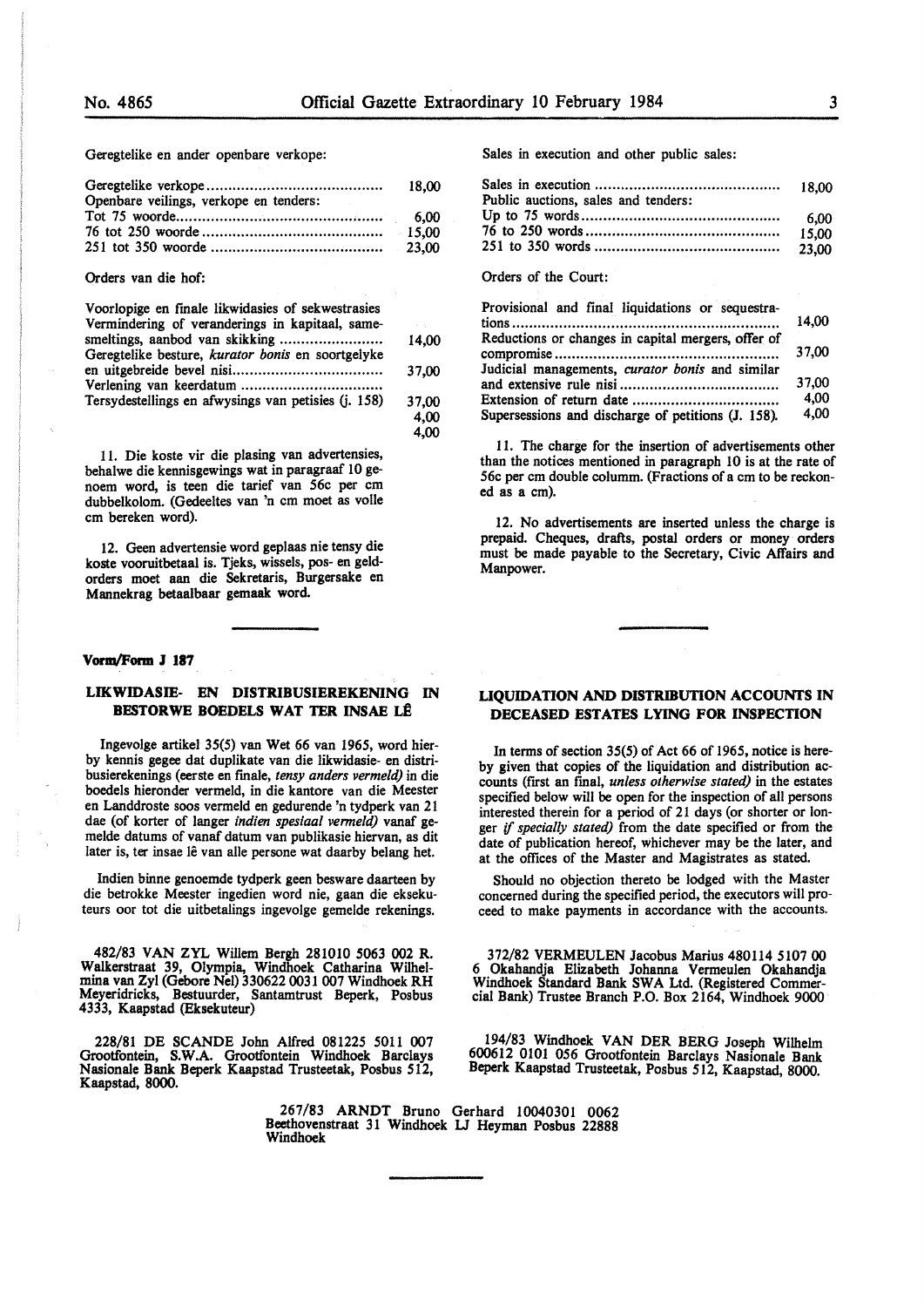Geregtelike en ander openbare verkope:

| | |
|---|---|
| Geregtelike verkope | 18,00 |
| Openbare veilings, verkope en tenders: | |
| Tot 75 woorde | 6,00 |
| 76 tot 250 woorde | 15,00 |
| 251 tot 350 woorde | 23,00 |

Orders van die hof:

| | |
|---|---|
| Voorlopige en finale likwidasies of sekwestrasies | |
| Vermindering of veranderings in kapitaal, samesmeltings, aanbod van skikking | 14,00 |
| Geregtelike besture, *kurator bonis* en soortgelyke en uitgebreide bevel nisi | 37,00 |
| Verlening van keerdatum | |
| Tersydestellings en afwysings van petisies (j. 158) | 37,00 |
| | 4,00 |
| | 4,00 |

11. Die koste vir die plasing van advertensies, behalwe die kennisgewings wat in paragraaf 10 genoem word, is teen die tarief van 56c per cm dubbelkolom. (Gedeeltes van 'n cm moet as volle cm bereken word).

12. Geen advertensie word geplaas nie tensy die koste vooruitbetaal is. Tjeks, wissels, pos- en geldorders moet aan die Sekretaris, Burgersake en Mannekrag betaalbaar gemaak word.

Sales in execution and other public sales:

| | |
|---|---|
| Sales in execution | 18,00 |
| Public auctions, sales and tenders: | |
| Up to 75 words | 6,00 |
| 76 to 250 words | 15,00 |
| 251 to 350 words | 23,00 |

Orders of the Court:

| | |
|---|---|
| Provisional and final liquidations or sequestrations | 14,00 |
| Reductions or changes in capital mergers, offer of compromise | 37,00 |
| Judicial managements, *curator bonis* and similar and extensive rule nisi | 37,00 |
| Extension of return date | 4,00 |
| Supersessions and discharge of petitions (J. 158). | 4,00 |

11. The charge for the insertion of advertisements other than the notices mentioned in paragraph 10 is at the rate of 56c per cm double columm. (Fractions of a cm to be reckoned as a cm).

12. No advertisements are inserted unless the charge is prepaid. Cheques, drafts, postal orders or money orders must be made payable to the Secretary, Civic Affairs and Manpower.

**Vorm/Form J 187**

## LIKWIDASIE- EN DISTRIBUSIEREKENING IN BESTORWE BOEDELS WAT TER INSAE LÊ

Ingevolge artikel 35(5) van Wet 66 van 1965, word hierby kennis gegee dat duplikate van die likwidasie- en distribusierekenings (eerste en finale, *tensy anders vermeld)* in die boedels hieronder vermeld, in die kantore van die Meester en Landdroste soos vermeld en gedurende 'n tydperk van 21 dae (of korter of langer *indien spesiaal vermeld)* vanaf gemelde datums of vanaf datum van publikasie hiervan, as dit later is, ter insae lê van alle persone wat daarby belang het.

Indien binne genoemde tydperk geen besware daarteen by die betrokke Meester ingedien word nie, gaan die eksekuteurs oor tot die uitbetalings ingevolge gemelde rekenings.

## LIQUIDATION AND DISTRIBUTION ACCOUNTS IN DECEASED ESTATES LYING FOR INSPECTION

In terms of section 35(5) of Act 66 of 1965, notice is hereby given that copies of the liquidation and distribution accounts (first an final, *unless otherwise stated)* in the estates specified below will be open for the inspection of all persons interested therein for a period of 21 days (or shorter or longer *if specially stated)* from the date specified or from the date of publication hereof, whichever may be the later, and at the offices of the Master and Magistrates as stated.

Should no objection thereto be lodged with the Master concerned during the specified period, the executors will proceed to make payments in accordance with the accounts.

482/83 VAN ZYL Willem Bergh 281010 5063 002 R. Walkerstraat 39, Olympia, Windhoek Catharina Wilhelmina van Zyl (Gebore Nel) 330622 0031 007 Windhoek RH Meyeridricks, Bestuurder, Santamtrust Beperk, Posbus 4333, Kaapstad (Eksekuteur)

228/81 DE SCANDE John Alfred 081225 5011 007 Grootfontein, S.W.A. Grootfontein Windhoek Barclays Nasionale Bank Beperk Kaapstad Trusteetak, Posbus 512, Kaapstad, 8000.

372/82 VERMEULEN Jacobus Marius 480114 5107 00 6 Okahandja Elizabeth Johanna Vermeulen Okahandja Windhoek Standard Bank SWA Ltd. (Registered Commercial Bank) Trustee Branch P.O. Box 2164, Windhoek 9000

194/83 Windhoek VAN DER BERG Joseph Wilhelm 600612 0101 056 Grootfontein Barclays Nasionale Bank Beperk Kaapstad Trusteetak, Posbus 512, Kaapstad, 8000.

267/83 ARNDT Bruno Gerhard 10040301 0062 Beethovenstraat 31 Windhoek LJ Heyman Posbus 22888 Windhoek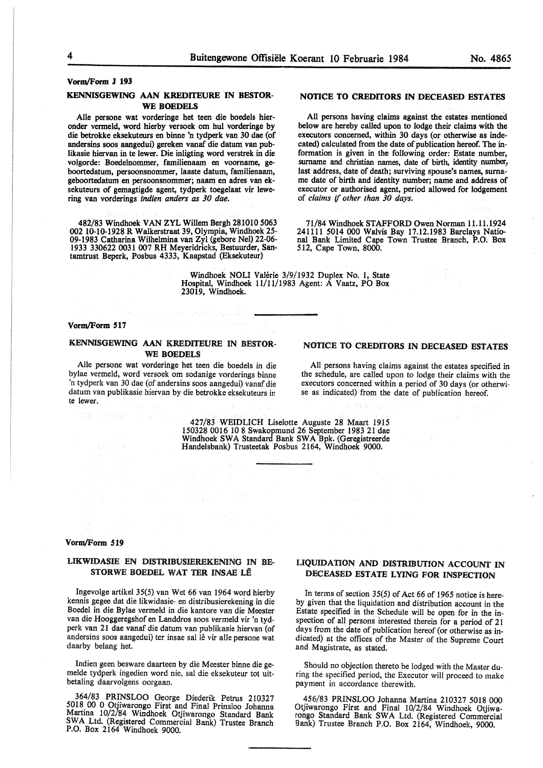**Vorm/Form J 193**

## KENNISGEWING AAN KREDITEURE IN BESTORWE BOEDELS

Alle persone wat vorderinge het teen die boedels hieronder vermeld, word hierby versoek om hul vorderinge by die betrokke eksekuteurs en binne 'n tydperk van 30 dae (of andersins soos aangedui) gereken vanaf die datum van publikasie hiervan in te lewer. Die inligting word verstrek in die volgorde: Boedelnommer, familienaam en voorname, geboortedatum, persoonsnommer, laaste datum, familienaam, geboortedatum en persoonsnommer; naam en adres van eksekuteurs of gemagtigde agent, tydperk toegelaat vir lewering van vorderings *indien anders as 30 dae.*

482/83 Windhoek VAN ZYL Willem Bergh 281010 5063 002 10-10-1928 R Walkerstraat 39, Olympia, Windhoek 25-09-1983 Catharina Wilhelmina van Zyl (gebore Nel) 22-06-1933 330622 0031 007 RH Meyeridricks, Bestuurder, Santamtrust Beperk, Posbus 4333, Kaapstad (Eksekuteur)

## NOTICE TO CREDITORS IN DECEASED ESTATES

All persons having claims against the estates mentioned below are hereby called upon to lodge their claims with the executors concerned, within 30 days (or otherwise as indecated) calculated from the date of publication hereof. The information is given in the following order: Estate number, surname and christian names, date of birth, identity number, last address, date of death; surviving spouse's names, surname date of birth and identity number; name and address of executor or authorised agent, period allowed for lodgement of *claims if other than 30 days.*

71/84 Windhoek STAFFORD Owen Norman 11.11.1924 241111 5014 000 Walvis Bay 17.12.1983 Barclays National Bank Limited Cape Town Trustee Branch, P.O. Box 512, Cape Town, 8000.

Windhoek NOLI Valérie 3/9/1932 Duplex No. 1, State Hospital, Windhoek 11/11/1983 Agent: A Vaatz, PO Box 23019, Windhoek.

---

**Vorm/Form 517**

## KENNISGEWING AAN KREDITEURE IN BESTORWE BOEDELS

Alle persone wat vorderinge het teen die boedels in die bylae vermeld, word versoek om sodanige vorderings binne 'n tydperk van 30 dae (of andersins soos aangedui) vanaf die datum van publikasie hiervan by die betrokke eksekuteurs in te lewer.

## NOTICE TO CREDITORS IN DECEASED ESTATES

All persons having claims against the estates specified in the schedule, are called upon to lodge their claims with the executors concerned within a period of 30 days (or otherwise as indicated) from the date of publication hereof.

427/83 WEIDLICH Liselotte Auguste 28 Maart 1915 150328 0016 10 8 Swakopmund 26 September 1983 21 dae Windhoek SWA Standard Bank SWA Bpk. (Geregistreerde Handelsbank) Trusteetak Posbus 2164, Windhoek 9000.

---

**Vorm/Form 519**

## LIKWIDASIE EN DISTRIBUSIEREKENING IN BESTORWE BOEDEL WAT TER INSAE LÊ

Ingevolge artikel 35(5) van Wet 66 van 1964 word hierby kennis gegee dat die likwidasie- en distribusierekening in die Boedel in die Bylae vermeld in die kantore van die Meester van die Hooggeregshof en Landdros soos vermeld vir 'n tydperk van 21 dae vanaf die datum van publikasie hiervan (of andersins soos aangedui) ter insae sal lê vir alle persone wat daarby belang het.

Indien geen besware daarteen by die Meester binne die gemelde tydperk ingedien word nie, sal die eksekuteur tot uitbetaling daarvolgens oorgaan.

364/83 PRINSLOO George Diederik Petrus 210327 5018 00 0 Otjiwarongo First and Final Prinsloo Johanna Martina 10/2/84 Windhoek Otjiwarongo Standard Bank SWA Ltd. (Registered Commercial Bank) Trustee Branch P.O. Box 2164 Windhoek 9000.

## LIQUIDATION AND DISTRIBUTION ACCOUNT IN DECEASED ESTATE LYING FOR INSPECTION

In terms of section 35(5) of Act 66 of 1965 notice is hereby given that the liquidation and distribution account in the Estate specified in the Schedule will be open for in the inspection of all persons interested therein for a period of 21 days from the date of publication hereof (or otherwise as indicated) at the offices of the Master of the Supreme Court and Magistrate, as stated.

Should no objection thereto be lodged with the Master during the specified period, the Executor will proceed to make payment in accordance therewith.

456/83 PRINSLOO Johanna Martina 210327 5018 000 Otjiwarongo First and Final 10/2/84 Windhoek Otjiwarongo Standard Bank SWA Ltd. (Registered Commercial Bank) Trustee Branch P.O. Box 2164, Windhoek, 9000.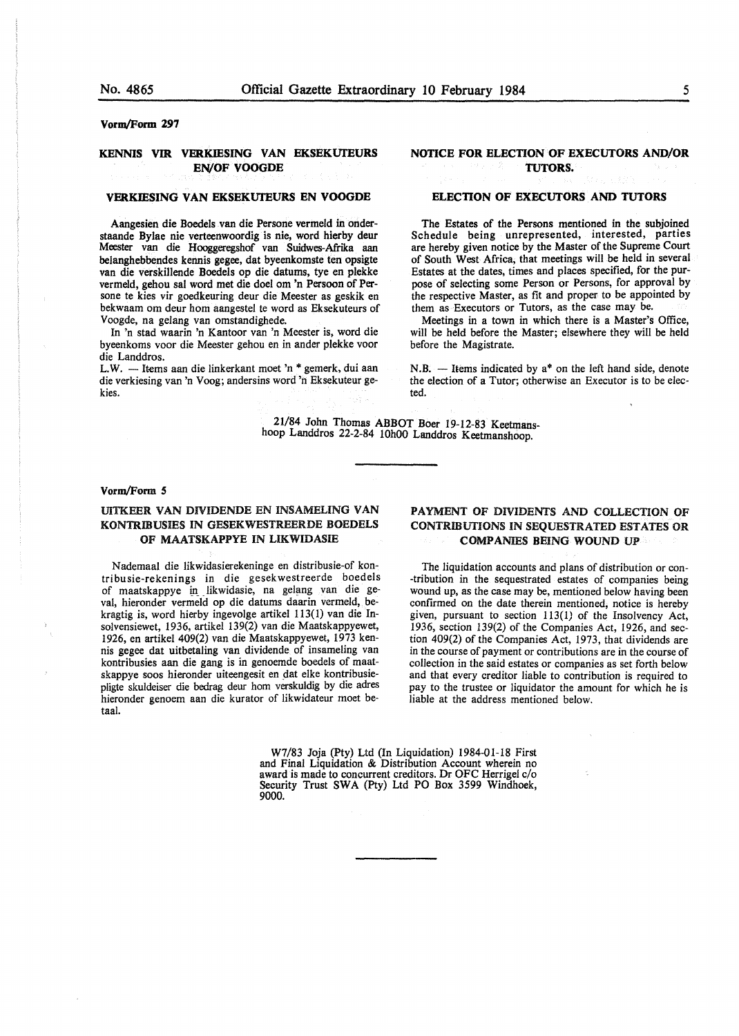**Vorm/Form 297**

## KENNIS VIR VERKIESING VAN EKSEKUTEURS EN/OF VOOGDE

### VERKIESING VAN EKSEKUTEURS EN VOOGDE

Aangesien die Boedels van die Persone vermeld in onderstaande Bylae nie verteenwoordig is nie, word hierby deur Meester van die Hooggeregshof van Suidwes-Afrika aan belanghebbendes kennis gegee, dat byeenkomste ten opsigte van die verskillende Boedels op die datums, tye en plekke vermeld, gehou sal word met die doel om 'n Persoon of Persone te kies vir goedkeuring deur die Meester as geskik en bekwaam om deur hom aangestel te word as Eksekuteurs of Voogde, na gelang van omstandighede.

In 'n stad waarin 'n Kantoor van 'n Meester is, word die byeenkoms voor die Meester gehou en in ander plekke voor die Landdros.

L.W. — Items aan die linkerkant moet 'n * gemerk, dui aan die verkiesing van 'n Voog; andersins word 'n Eksekuteur gekies.

## NOTICE FOR ELECTION OF EXECUTORS AND/OR TUTORS.

### ELECTION OF EXECUTORS AND TUTORS

The Estates of the Persons mentioned in the subjoined Schedule being unrepresented, interested, parties are hereby given notice by the Master of the Supreme Court of South West Africa, that meetings will be held in several Estates at the dates, times and places specified, for the purpose of selecting some Person or Persons, for approval by the respective Master, as fit and proper to be appointed by them as Executors or Tutors, as the case may be.

Meetings in a town in which there is a Master's Office, will be held before the Master; elsewhere they will be held before the Magistrate.

N.B. — Items indicated by a* on the left hand side, denote the election of a Tutor; otherwise an Executor is to be elected.

21/84 John Thomas ABBOT Boer 19-12-83 Keetmanshoop Landdros 22-2-84 10h00 Landdros Keetmanshoop.

---

**Vorm/Form 5**

## UITKEER VAN DIVIDENDE EN INSAMELING VAN KONTRIBUSIES IN GESEKWESTREERDE BOEDELS OF MAATSKAPPYE IN LIKWIDASIE

Nademaal die likwidasierekeninge en distribusie-of kontribusie-rekenings in die gesekwestreerde boedels of maatskappye in likwidasie, na gelang van die geval, hieronder vermeld op die datums daarin vermeld, bekragtig is, word hierby ingevolge artikel 113(1) van die Insolvensiewet, 1936, artikel 139(2) van die Maatskappyewet, 1926, en artikel 409(2) van die Maatskappyewet, 1973 kennis gegee dat uitbetaling van dividende of insameling van kontribusies aan die gang is in genoemde boedels of maatskappye soos hieronder uiteengesit en dat elke kontribusiepligte skuldeiser die bedrag deur hom verskuldig by die adres hieronder genoem aan die kurator of likwidateur moet betaal.

## PAYMENT OF DIVIDENTS AND COLLECTION OF CONTRIBUTIONS IN SEQUESTRATED ESTATES OR COMPANIES BEING WOUND UP

The liquidation accounts and plans of distribution or contribution in the sequestrated estates of companies being wound up, as the case may be, mentioned below having been confirmed on the date therein mentioned, notice is hereby given, pursuant to section 113(1) of the Insolvency Act, 1936, section 139(2) of the Companies Act, 1926, and section 409(2) of the Companies Act, 1973, that dividends are in the course of payment or contributions are in the course of collection in the said estates or companies as set forth below and that every creditor liable to contribution is required to pay to the trustee or liquidator the amount for which he is liable at the address mentioned below.

W7/83 Joja (Pty) Ltd (In Liquidation) 1984-01-18 First and Final Liquidation & Distribution Account wherein no award is made to concurrent creditors. Dr OFC Herrigel c/o Security Trust SWA (Pty) Ltd PO Box 3599 Windhoek, 9000.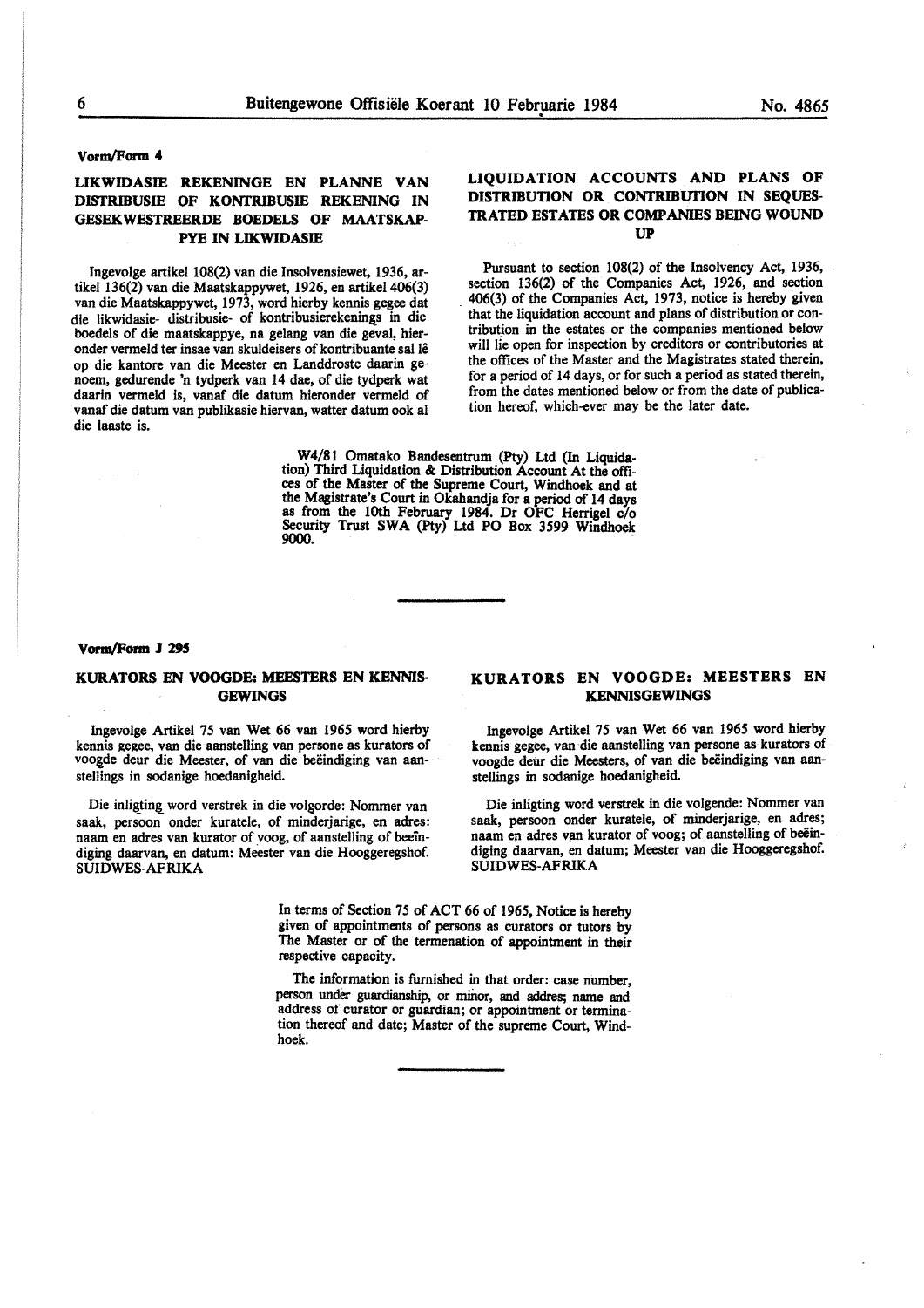**Vorm/Form 4**

## LIKWIDASIE REKENINGE EN PLANNE VAN DISTRIBUSIE OF KONTRIBUSIE REKENING IN GESEKWESTREERDE BOEDELS OF MAATSKAPPYE IN LIKWIDASIE

Ingevolge artikel 108(2) van die Insolvensiewet, 1936, artikel 136(2) van die Maatskappywet, 1926, en artikel 406(3) van die Maatskappywet, 1973, word hierby kennis gegee dat die likwidasie- distribusie- of kontribusierekenings in die boedels of die maatskappye, na gelang van die geval, hieronder vermeld ter insae van skuldeisers of kontribuante sal lê op die kantore van die Meester en Landdroste daarin genoem, gedurende 'n tydperk van 14 dae, of die tydperk wat daarin vermeld is, vanaf die datum hieronder vermeld of vanaf die datum van publikasie hiervan, watter datum ook al die laaste is.

## LIQUIDATION ACCOUNTS AND PLANS OF DISTRIBUTION OR CONTRIBUTION IN SEQUESTRATED ESTATES OR COMPANIES BEING WOUND UP

Pursuant to section 108(2) of the Insolvency Act, 1936, section 136(2) of the Companies Act, 1926, and section 406(3) of the Companies Act, 1973, notice is hereby given that the liquidation account and plans of distribution or contribution in the estates or the companies mentioned below will lie open for inspection by creditors or contributories at the offices of the Master and the Magistrates stated therein, for a period of 14 days, or for such a period as stated therein, from the dates mentioned below or from the date of publication hereof, which-ever may be the later date.

W4/81 Omatako Bandesentrum (Pty) Ltd (In Liquidation) Third Liquidation & Distribution Account At the offices of the Master of the Supreme Court, Windhoek and at the Magistrate's Court in Okahandja for a period of 14 days as from the 10th February 1984. Dr OFC Herrigel c/o Security Trust SWA (Pty) Ltd PO Box 3599 Windhoek 9000.

---

**Vorm/Form J 295**

## KURATORS EN VOOGDE: MEESTERS EN KENNISGEWINGS

Ingevolge Artikel 75 van Wet 66 van 1965 word hierby kennis gegee, van die aanstelling van persone as kurators of voogde deur die Meester, of van die beëindiging van aanstellings in sodanige hoedanigheid.

Die inligting word verstrek in die volgorde: Nommer van saak, persoon onder kuratele, of minderjarige, en adres: naam en adres van kurator of voog, of aanstelling of beëindiging daarvan, en datum: Meester van die Hooggeregshof. SUIDWES-AFRIKA

## KURATORS EN VOOGDE: MEESTERS EN KENNISGEWINGS

Ingevolge Artikel 75 van Wet 66 van 1965 word hierby kennis gegee, van die aanstelling van persone as kurators of voogde deur die Meesters, of van die beëindiging van aanstellings in sodanige hoedanigheid.

Die inligting word verstrek in die volgende: Nommer van saak, persoon onder kuratele, of minderjarige, en adres; naam en adres van kurator of voog; of aanstelling of beëindiging daarvan, en datum; Meester van die Hooggeregshof. SUIDWES-AFRIKA

In terms of Section 75 of ACT 66 of 1965, Notice is hereby given of appointments of persons as curators or tutors by The Master or of the termenation of appointment in their respective capacity.

The information is furnished in that order: case number, person under guardianship, or minor, and addres; name and address of curator or guardian; or appointment or termination thereof and date; Master of the supreme Court, Windhoek.

---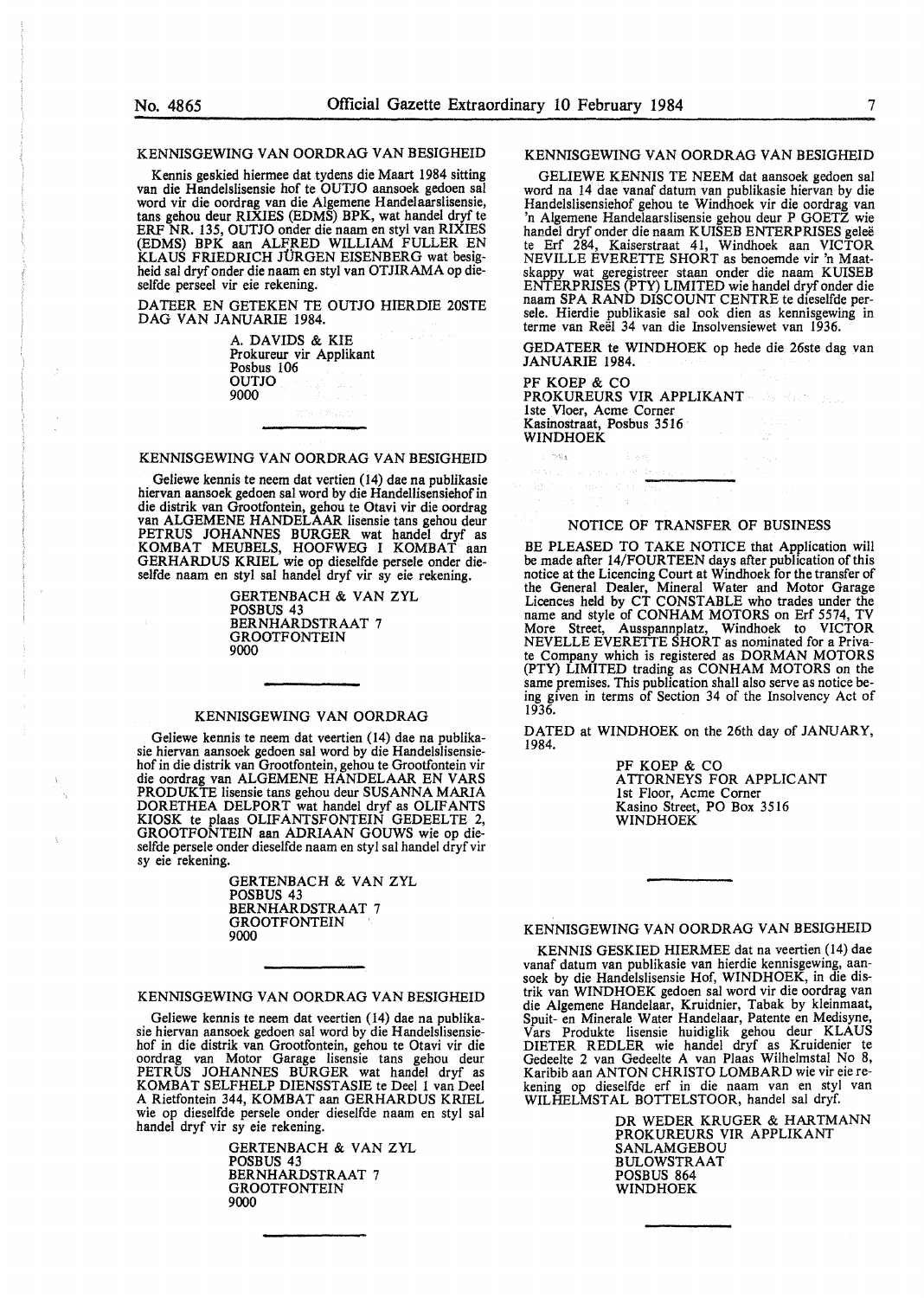## KENNISGEWING VAN OORDRAG VAN BESIGHEID

Kennis geskied hiermee dat tydens die Maart 1984 sitting van die Handelslisensie hof te OUTJO aansoek gedoen sal word vir die oordrag van die Algemene Handelaarslisensie, tans gehou deur RIXIES (EDMS) BPK, wat handel dryf te ERF NR. 135, OUTJO onder die naam en styl van RIXIES (EDMS) BPK aan ALFRED WILLIAM FULLER EN KLAUS FRIEDRICH JÜRGEN EISENBERG wat besigheid sal dryf onder die naam en styl van OTJIRAMA op dieselfde perseel vir eie rekening.

DATEER EN GETEKEN TE OUTJO HIERDIE 20STE DAG VAN JANUARIE 1984.

A. DAVIDS & KIE  
Prokureur vir Applikant  
Posbus 106  
OUTJO  
9000

---

## KENNISGEWING VAN OORDRAG VAN BESIGHEID

Geliewe kennis te neem dat vertien (14) dae na publikasie hiervan aansoek gedoen sal word by die Handellisensiehof in die distrik van Grootfontein, gehou te Otavi vir die oordrag van ALGEMENE HANDELAAR lisensie tans gehou deur PETRUS JOHANNES BURGER wat handel dryf as KOMBAT MEUBELS, HOOFWEG I KOMBAT aan GERHARDUS KRIEL wie op dieselfde persele onder dieselfde naam en styl sal handel dryf vir sy eie rekening.

GERTENBACH & VAN ZYL  
POSBUS 43  
BERNHARDSTRAAT 7  
GROOTFONTEIN  
9000

---

## KENNISGEWING VAN OORDRAG

Geliewe kennis te neem dat veertien (14) dae na publikasie hiervan aansoek gedoen sal word by die Handelslisensiehof in die distrik van Grootfontein, gehou te Grootfontein vir die oordrag van ALGEMENE HANDELAAR EN VARS PRODUKTE lisensie tans gehou deur SUSANNA MARIA DORETHEA DELPORT wat handel dryf as OLIFANTS KIOSK te plaas OLIFANTSFONTEIN GEDEELTE 2, GROOTFONTEIN aan ADRIAAN GOUWS wie op dieselfde persele onder dieselfde naam en styl sal handel dryf vir sy eie rekening.

GERTENBACH & VAN ZYL  
POSBUS 43  
BERNHARDSTRAAT 7  
GROOTFONTEIN  
9000

---

## KENNISGEWING VAN OORDRAG VAN BESIGHEID

Geliewe kennis te neem dat veertien (14) dae na publikasie hiervan aansoek gedoen sal word by die Handelslisensiehof in die distrik van Grootfontein, gehou te Otavi vir die oordrag van Motor Garage lisensie tans gehou deur PETRUS JOHANNES BURGER wat handel dryf as KOMBAT SELFHELP DIENSSTASIE te Deel 1 van Deel A Rietfontein 344, KOMBAT aan GERHARDUS KRIEL wie op dieselfde persele onder dieselfde naam en styl sal handel dryf vir sy eie rekening.

GERTENBACH & VAN ZYL  
POSBUS 43  
BERNHARDSTRAAT 7  
GROOTFONTEIN  
9000

---

## KENNISGEWING VAN OORDRAG VAN BESIGHEID

GELIEWE KENNIS TE NEEM dat aansoek gedoen sal word na 14 dae vanaf datum van publikasie hiervan by die Handelslisensiehof gehou te Windhoek vir die oordrag van 'n Algemene Handelaarslisensie gehou deur P GOETZ wie handel dryf onder die naam KUISEB ENTERPRISES geleë te Erf 284, Kaiserstraat 41, Windhoek aan VICTOR NEVILLE EVERETTE SHORT as benoemde vir 'n Maatskappy wat geregistreer staan onder die naam KUISEB ENTERPRISES (PTY) LIMITED wie handel dryf onder die naam SPA RAND DISCOUNT CENTRE te dieselfde persele. Hierdie publikasie sal ook dien as kennisgewing in terme van Reël 34 van die Insolvensiewet van 1936.

GEDATEER te WINDHOEK op hede die 26ste dag van JANUARIE 1984.

PF KOEP & CO  
PROKUREURS VIR APPLIKANT  
1ste Vloer, Acme Corner  
Kasinostraat, Posbus 3516  
WINDHOEK

---

## NOTICE OF TRANSFER OF BUSINESS

BE PLEASED TO TAKE NOTICE that Application will be made after 14/FOURTEEN days after publication of this notice at the Licencing Court at Windhoek for the transfer of the General Dealer, Mineral Water and Motor Garage Licences held by CT CONSTABLE who trades under the name and style of CONHAM MOTORS on Erf 5574, TV More Street, Ausspannplatz, Windhoek to VICTOR NEVELLE EVERETTE SHORT as nominated for a Private Company which is registered as DORMAN MOTORS (PTY) LIMITED trading as CONHAM MOTORS on the same premises. This publication shall also serve as notice being given in terms of Section 34 of the Insolvency Act of 1936.

DATED at WINDHOEK on the 26th day of JANUARY, 1984.

PF KOEP & CO  
ATTORNEYS FOR APPLICANT  
1st Floor, Acme Corner  
Kasino Street, PO Box 3516  
WINDHOEK

---

## KENNISGEWING VAN OORDRAG VAN BESIGHEID

KENNIS GESKIED HIERMEE dat na veertien (14) dae vanaf datum van publikasie van hierdie kennisgewing, aansoek by die Handelslisensie Hof, WINDHOEK, in die distrik van WINDHOEK gedoen sal word vir die oordrag van die Algemene Handelaar, Kruidnier, Tabak by kleinmaat, Spuit- en Minerale Water Handelaar, Patente en Medisyne, Vars Produkte lisensie huidiglik gehou deur KLAUS DIETER REDLER wie handel dryf as Kruidenier te Gedeelte 2 van Gedeelte A van Plaas Wilhelmstal No 8, Karibib aan ANTON CHRISTO LOMBARD wie vir eie rekening op dieselfde erf in die naam van en styl van WILHELMSTAL BOTTELSTOOR, handel sal dryf.

DR WEDER KRUGER & HARTMANN  
PROKUREURS VIR APPLIKANT  
SANLAMGEBOU  
BULOWSTRAAT  
POSBUS 864  
WINDHOEK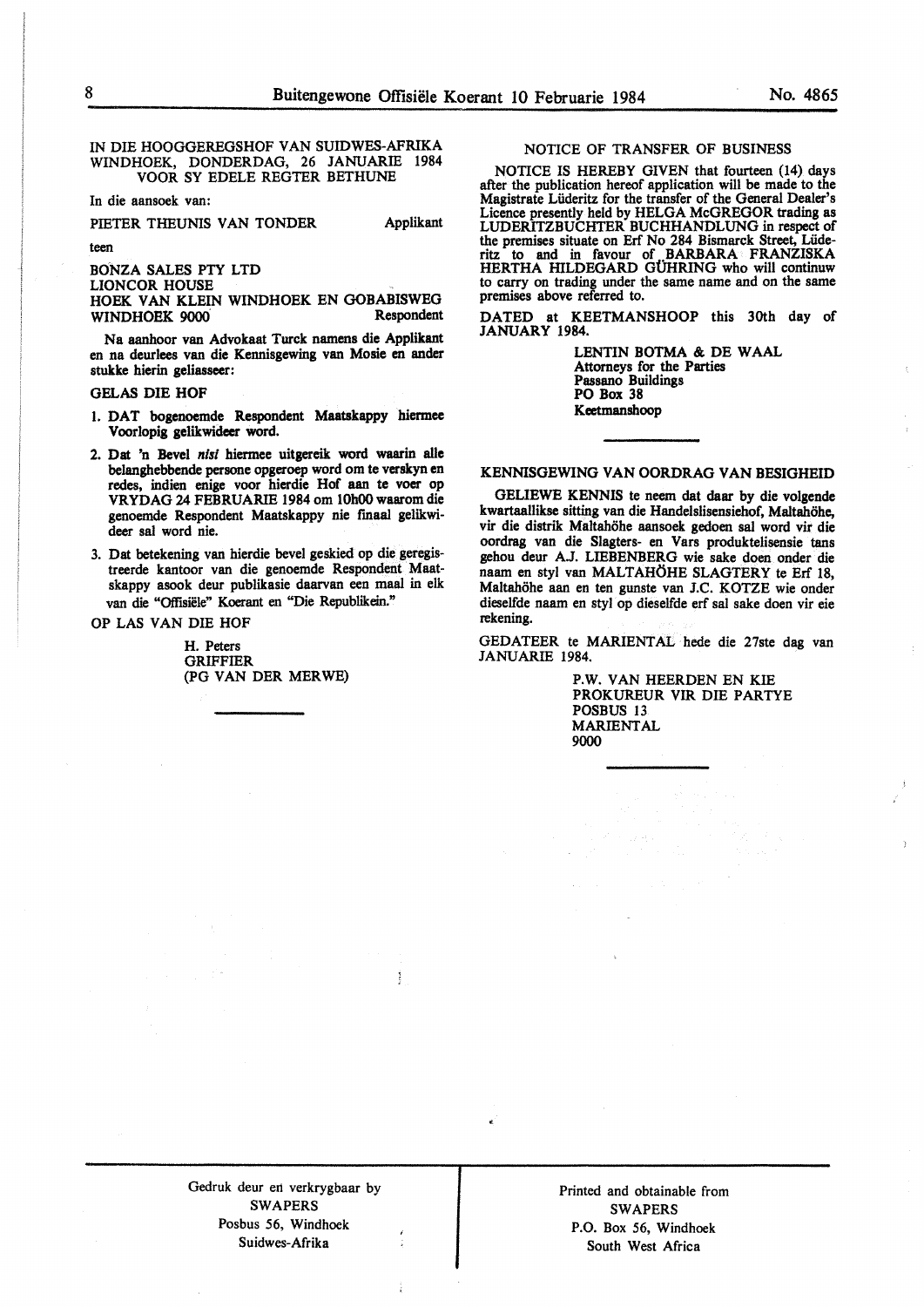IN DIE HOOGGEREGSHOF VAN SUIDWES-AFRIKA
WINDHOEK, DONDERDAG, 26 JANUARIE 1984
VOOR SY EDELE REGTER BETHUNE

In die aansoek van:

PIETER THEUNIS VAN TONDER — Applikant

teen

BONZA SALES PTY LTD
LIONCOR HOUSE
HOEK VAN KLEIN WINDHOEK EN GOBABISWEG
WINDHOEK 9000 — Respondent

Na aanhoor van Advokaat Turck namens die Applikant en na deurlees van die Kennisgewing van Mosie en ander stukke hierin geliasseer:

GELAS DIE HOF

1. DAT bogenoemde Respondent Maatskappy hiermee Voorlopig gelikwideer word.
2. Dat 'n Bevel *nisi* hiermee uitgereik word waarin alle belanghebbende persone opgeroep word om te verskyn en redes, indien enige voor hierdie Hof aan te voer op VRYDAG 24 FEBRUARIE 1984 om 10h00 waarom die genoemde Respondent Maatskappy nie finaal gelikwideer sal word nie.
3. Dat betekening van hierdie bevel geskied op die geregistreerde kantoor van die genoemde Respondent Maatskappy asook deur publikasie daarvan een maal in elk van die "Offisiële" Koerant en "Die Republikein."

OP LAS VAN DIE HOF

H. Peters
GRIFFIER
(PG VAN DER MERWE)

---

NOTICE OF TRANSFER OF BUSINESS

NOTICE IS HEREBY GIVEN that fourteen (14) days after the publication hereof application will be made to the Magistrate Lüderitz for the transfer of the General Dealer's Licence presently held by HELGA McGREGOR trading as LUDERITZBUCHTER BUCHHANDLUNG in respect of the premises situate on Erf No 284 Bismarck Street, Lüderitz to and in favour of BARBARA FRANZISKA HERTHA HILDEGARD GÜHRING who will continuw to carry on trading under the same name and on the same premises above referred to.

DATED at KEETMANSHOOP this 30th day of JANUARY 1984.

LENTIN BOTMA & DE WAAL
Attorneys for the Parties
Passano Buildings
PO Box 38
Keetmanshoop

---

KENNISGEWING VAN OORDRAG VAN BESIGHEID

GELIEWE KENNIS te neem dat daar by die volgende kwartaallikse sitting van die Handelslisensiehof, Maltahöhe, vir die distrik Maltahöhe aansoek gedoen sal word vir die oordrag van die Slagters- en Vars produktelisensie tans gehou deur A.J. LIEBENBERG wie sake doen onder die naam en styl van MALTAHÖHE SLAGTERY te Erf 18, Maltahöhe aan en ten gunste van J.C. KOTZE wie onder dieselfde naam en styl op dieselfde erf sal sake doen vir eie rekening.

GEDATEER te MARIENTAL hede die 27ste dag van JANUARIE 1984.

P.W. VAN HEERDEN EN KIE
PROKUREUR VIR DIE PARTYE
POSBUS 13
MARIENTAL
9000

---

Gedruk deur en verkrygbaar by
SWAPERS
Posbus 56, Windhoek
Suidwes-Afrika

Printed and obtainable from
SWAPERS
P.O. Box 56, Windhoek
South West Africa